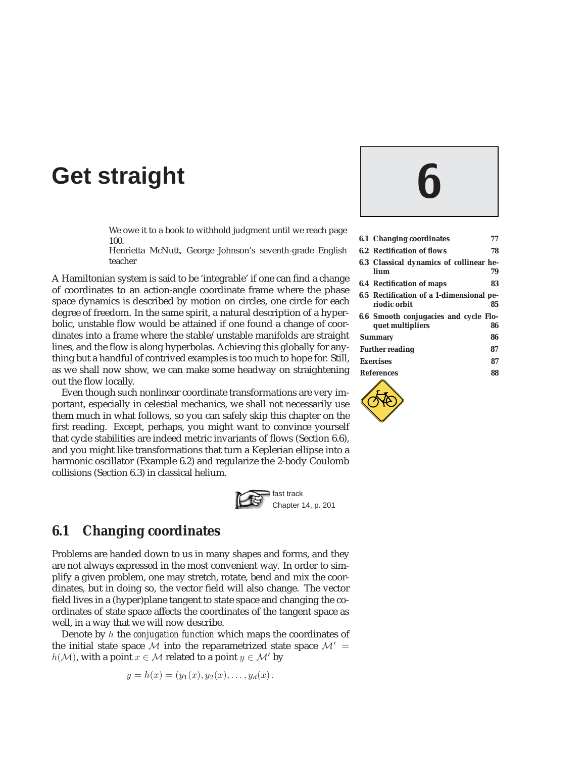# Get straight

# 6

| | | |
|---|---|---|
| 6.1 | Changing coordinates | 77 |
| 6.2 | Rectification of flows | 78 |
| 6.3 | Classical dynamics of collinear helium | 79 |
| 6.4 | Rectification of maps | 83 |
| 6.5 | Rectification of a 1-dimensional periodic orbit | 85 |
| 6.6 | Smooth conjugacies and cycle Floquet multipliers | 86 |
| | Summary | 86 |
| | Further reading | 87 |
| | Exercises | 87 |
| | References | 88 |

We owe it to a book to withhold judgment until we reach page 100.
Henrietta McNutt, George Johnson's seventh-grade English teacher

A Hamiltonian system is said to be 'integrable' if one can find a change of coordinates to an action-angle coordinate frame where the phase space dynamics is described by motion on circles, one circle for each degree of freedom. In the same spirit, a natural description of a hyperbolic, unstable flow would be attained if one found a change of coordinates into a frame where the stable/unstable manifolds are straight lines, and the flow is along hyperbolas. Achieving this globally for anything but a handful of contrived examples is too much to hope for. Still, as we shall now show, we can make some headway on straightening out the flow locally.

Even though such nonlinear coordinate transformations are very important, especially in celestial mechanics, we shall not necessarily use them much in what follows, so you can safely skip this chapter on the first reading. Except, perhaps, you might want to convince yourself that cycle stabilities are indeed metric invariants of flows (Section 6.6), and you might like transformations that turn a Keplerian ellipse into a harmonic oscillator (Example 6.2) and regularize the 2-body Coulomb collisions (Section 6.3) in classical helium.

fast track
Chapter 14, p. 201

## 6.1 Changing coordinates

Problems are handed down to us in many shapes and forms, and they are not always expressed in the most convenient way. In order to simplify a given problem, one may stretch, rotate, bend and mix the coordinates, but in doing so, the vector field will also change. The vector field lives in a (hyper)plane tangent to state space and changing the coordinates of state space affects the coordinates of the tangent space as well, in a way that we will now describe.

Denote by $h$ the *conjugation function* which maps the coordinates of the initial state space $\mathcal{M}$ into the reparametrized state space $\mathcal{M}' = h(\mathcal{M})$, with a point $x \in \mathcal{M}$ related to a point $y \in \mathcal{M}'$ by

$$y = h(x) = (y_1(x), y_2(x), \ldots, y_d(x))\,.$$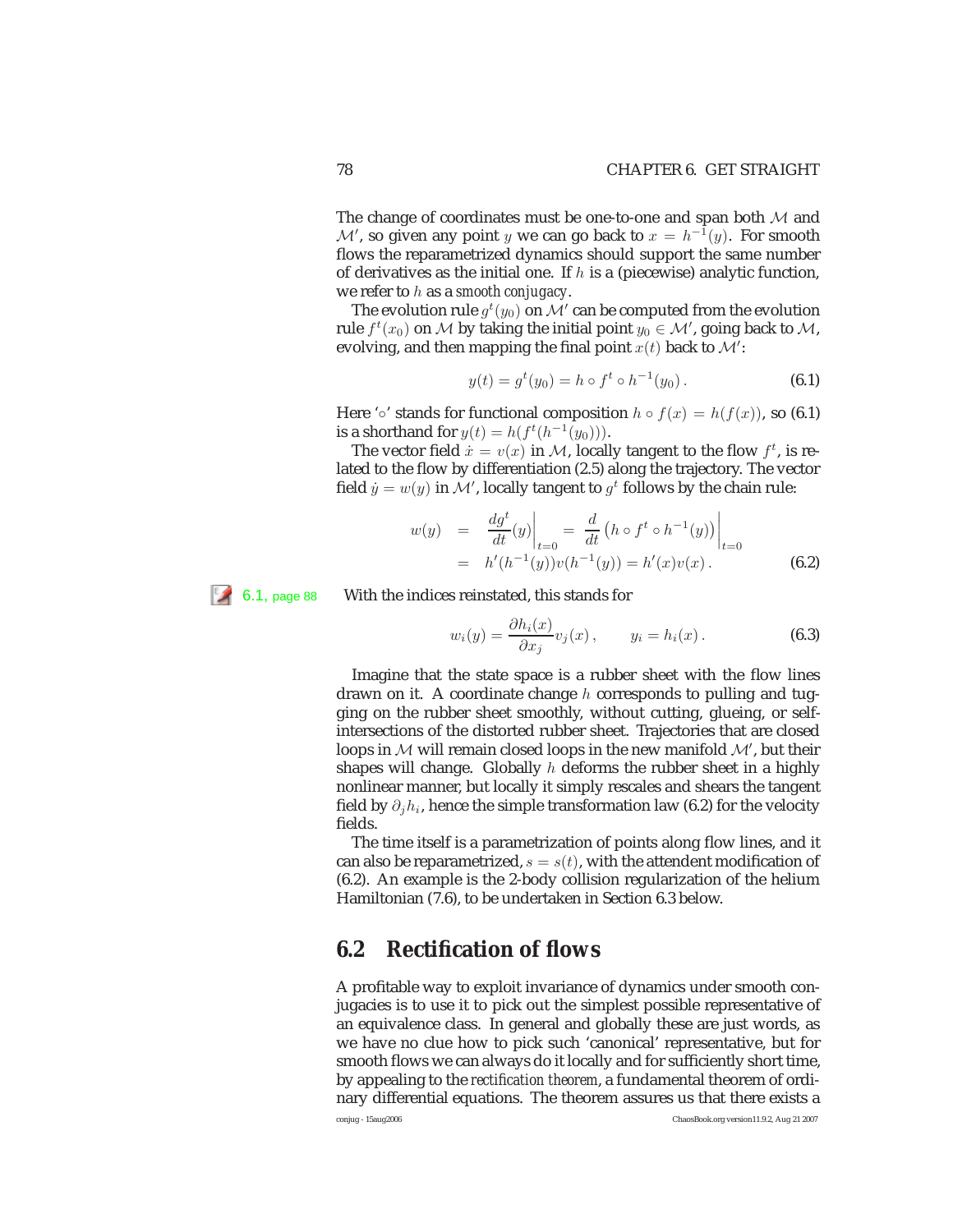The change of coordinates must be one-to-one and span both $\mathcal{M}$ and $\mathcal{M}'$, so given any point $y$ we can go back to $x = h^{-1}(y)$. For smooth flows the reparametrized dynamics should support the same number of derivatives as the initial one. If $h$ is a (piecewise) analytic function, we refer to $h$ as a *smooth conjugacy*.

The evolution rule $g^t(y_0)$ on $\mathcal{M}'$ can be computed from the evolution rule $f^t(x_0)$ on $\mathcal{M}$ by taking the initial point $y_0 \in \mathcal{M}'$, going back to $\mathcal{M}$, evolving, and then mapping the final point $x(t)$ back to $\mathcal{M}'$:

$$y(t) = g^t(y_0) = h \circ f^t \circ h^{-1}(y_0)\,. \tag{6.1}$$

Here '$\circ$' stands for functional composition $h \circ f(x) = h(f(x))$, so (6.1) is a shorthand for $y(t) = h(f^t(h^{-1}(y_0)))$.

The vector field $\dot{x} = v(x)$ in $\mathcal{M}$, locally tangent to the flow $f^t$, is related to the flow by differentiation (2.5) along the trajectory. The vector field $\dot{y} = w(y)$ in $\mathcal{M}'$, locally tangent to $g^t$ follows by the chain rule:

$$\begin{aligned} w(y) &= \left.\frac{dg^t}{dt}(y)\right|_{t=0} = \left.\frac{d}{dt}\left(h \circ f^t \circ h^{-1}(y)\right)\right|_{t=0} \\ &= h'(h^{-1}(y))v(h^{-1}(y)) = h'(x)v(x)\,. \end{aligned} \tag{6.2}$$

6.1, page 88

With the indices reinstated, this stands for

$$w_i(y) = \frac{\partial h_i(x)}{\partial x_j} v_j(x)\,, \qquad y_i = h_i(x)\,. \tag{6.3}$$

Imagine that the state space is a rubber sheet with the flow lines drawn on it. A coordinate change $h$ corresponds to pulling and tugging on the rubber sheet smoothly, without cutting, glueing, or self-intersections of the distorted rubber sheet. Trajectories that are closed loops in $\mathcal{M}$ will remain closed loops in the new manifold $\mathcal{M}'$, but their shapes will change. Globally $h$ deforms the rubber sheet in a highly nonlinear manner, but locally it simply rescales and shears the tangent field by $\partial_j h_i$, hence the simple transformation law (6.2) for the velocity fields.

The time itself is a parametrization of points along flow lines, and it can also be reparametrized, $s = s(t)$, with the attendent modification of (6.2). An example is the 2-body collision regularization of the helium Hamiltonian (7.6), to be undertaken in Section 6.3 below.

## 6.2 Rectification of flows

A profitable way to exploit invariance of dynamics under smooth conjugacies is to use it to pick out the simplest possible representative of an equivalence class. In general and globally these are just words, as we have no clue how to pick such 'canonical' representative, but for smooth flows we can always do it locally and for sufficiently short time, by appealing to the *rectification theorem*, a fundamental theorem of ordinary differential equations. The theorem assures us that there exists a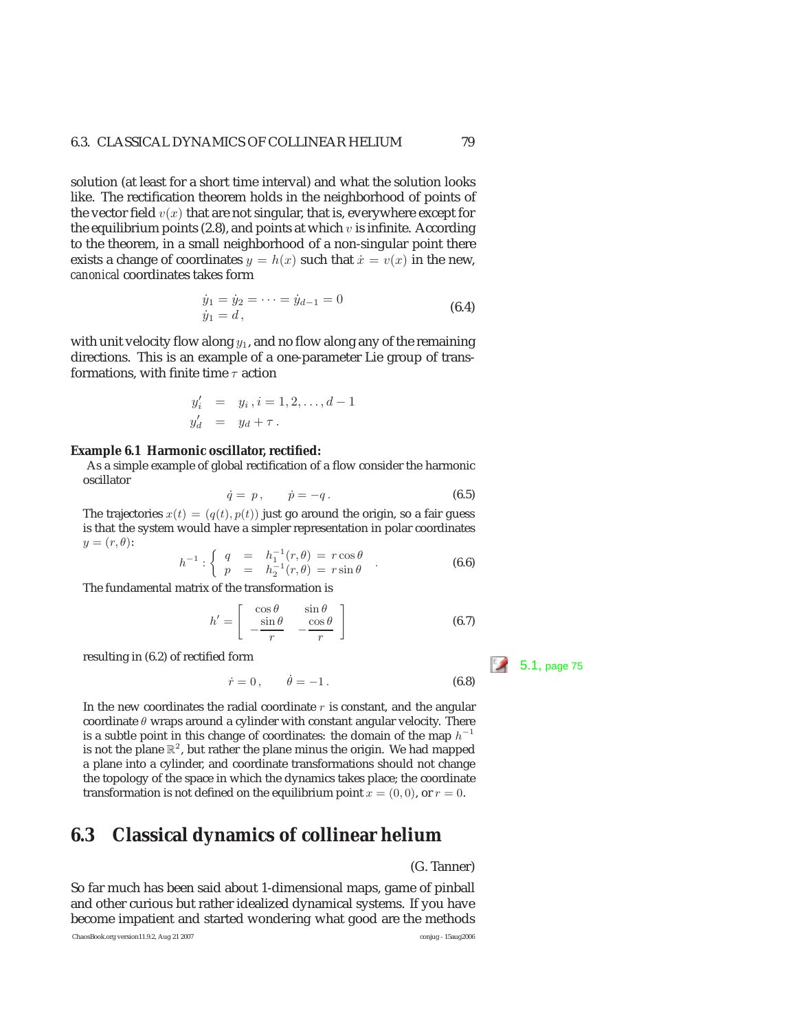solution (at least for a short time interval) and what the solution looks like. The rectification theorem holds in the neighborhood of points of the vector field $v(x)$ that are not singular, that is, everywhere except for the equilibrium points (2.8), and points at which $v$ is infinite. According to the theorem, in a small neighborhood of a non-singular point there exists a change of coordinates $y = h(x)$ such that $\dot{x} = v(x)$ in the new, *canonical* coordinates takes form

$$
\begin{array}{l}
\dot{y}_1 = \dot{y}_2 = \cdots = \dot{y}_{d-1} = 0 \\
\dot{y}_1 = d \, ,
\end{array}
\tag{6.4}
$$

with unit velocity flow along $y_1$, and no flow along any of the remaining directions. This is an example of a one-parameter Lie group of transformations, with finite time $\tau$ action

$$
\begin{array}{rcl}
y'_i & = & y_i \, , i = 1, 2, \ldots, d-1 \\
y'_d & = & y_d + \tau \, .
\end{array}
$$

**Example 6.1 Harmonic oscillator, rectified:**

As a simple example of global rectification of a flow consider the harmonic oscillator

$$
\dot{q} = \, p \, , \qquad \dot{p} = -q \, . \tag{6.5}
$$

The trajectories $x(t) = (q(t), p(t))$ just go around the origin, so a fair guess is that the system would have a simpler representation in polar coordinates $y = (r, \theta)$:

$$
h^{-1} : \left\{ \begin{array}{rcl} q & = & h_1^{-1}(r,\theta) \, = \, r\cos\theta \\ p & = & h_2^{-1}(r,\theta) \, = \, r\sin\theta \end{array} \right. . \tag{6.6}
$$

The fundamental matrix of the transformation is

$$
h' = \left[ \begin{array}{cc} \cos\theta & \sin\theta \\ -\dfrac{\sin\theta}{r} & -\dfrac{\cos\theta}{r} \end{array} \right] \tag{6.7}
$$

resulting in (6.2) of rectified form

5.1, page 75

$$
\dot{r} = 0 \, , \qquad \dot{\theta} = -1 \, . \tag{6.8}
$$

In the new coordinates the radial coordinate $r$ is constant, and the angular coordinate $\theta$ wraps around a cylinder with constant angular velocity. There is a subtle point in this change of coordinates: the domain of the map $h^{-1}$ is not the plane $\mathbb{R}^2$, but rather the plane minus the origin. We had mapped a plane into a cylinder, and coordinate transformations should not change the topology of the space in which the dynamics takes place; the coordinate transformation is not defined on the equilibrium point $x = (0, 0)$, or $r = 0$.

## 6.3 Classical dynamics of collinear helium

(G. Tanner)

So far much has been said about 1-dimensional maps, game of pinball and other curious but rather idealized dynamical systems. If you have become impatient and started wondering what good are the methods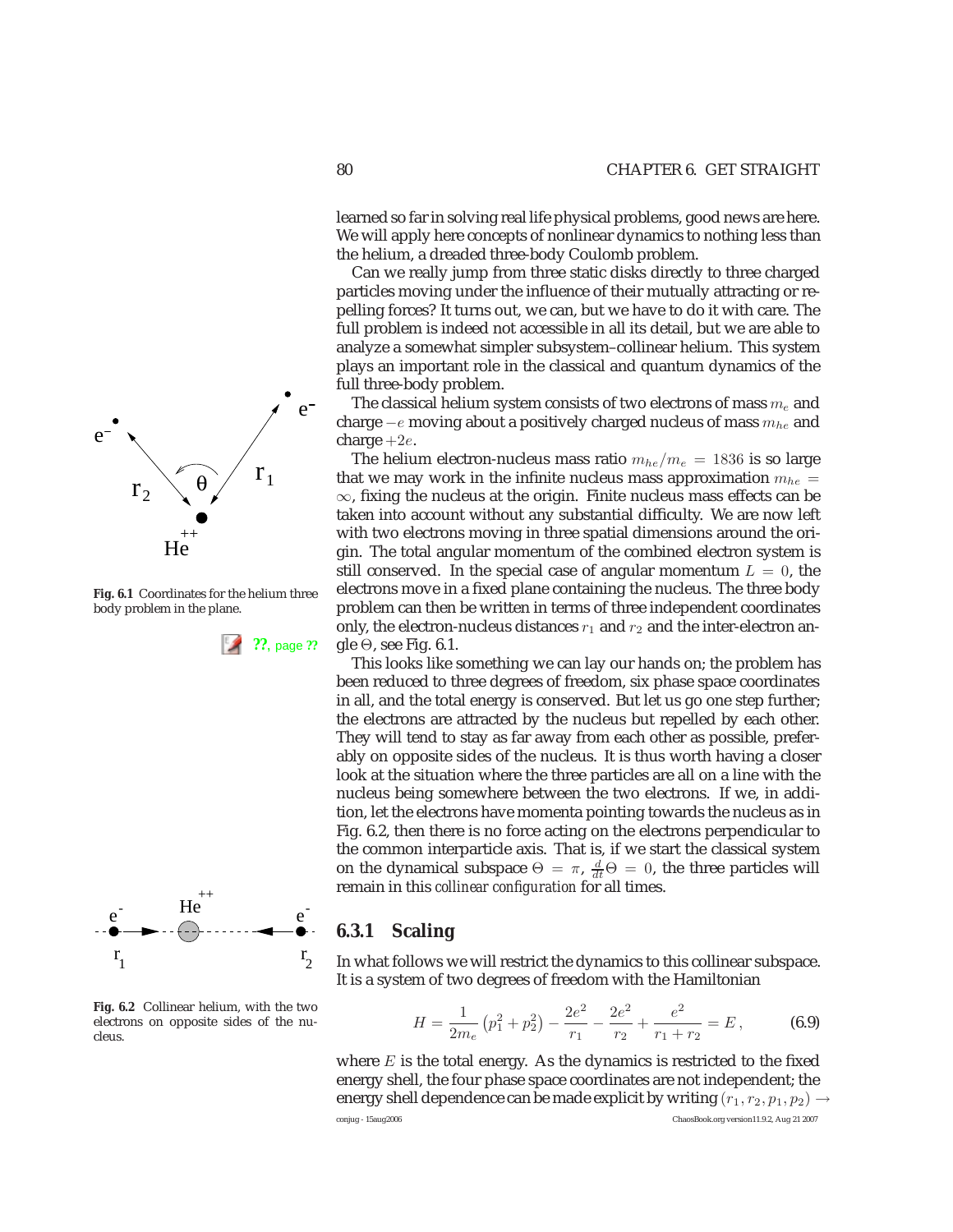learned so far in solving real life physical problems, good news are here. We will apply here concepts of nonlinear dynamics to nothing less than the helium, a dreaded three-body Coulomb problem.

Can we really jump from three static disks directly to three charged particles moving under the influence of their mutually attracting or repelling forces? It turns out, we can, but we have to do it with care. The full problem is indeed not accessible in all its detail, but we are able to analyze a somewhat simpler subsystem–collinear helium. This system plays an important role in the classical and quantum dynamics of the full three-body problem.

The classical helium system consists of two electrons of mass $m_e$ and charge $-e$ moving about a positively charged nucleus of mass $m_{he}$ and charge $+2e$.

The helium electron-nucleus mass ratio $m_{he}/m_e = 1836$ is so large that we may work in the infinite nucleus mass approximation $m_{he} = \infty$, fixing the nucleus at the origin. Finite nucleus mass effects can be taken into account without any substantial difficulty. We are now left with two electrons moving in three spatial dimensions around the origin. The total angular momentum of the combined electron system is still conserved. In the special case of angular momentum $L = 0$, the electrons move in a fixed plane containing the nucleus. The three body problem can then be written in terms of three independent coordinates only, the electron-nucleus distances $r_1$ and $r_2$ and the inter-electron angle $\Theta$, see Fig. 6.1.

**Fig. 6.1** Coordinates for the helium three body problem in the plane.

??, page ??

This looks like something we can lay our hands on; the problem has been reduced to three degrees of freedom, six phase space coordinates in all, and the total energy is conserved. But let us go one step further; the electrons are attracted by the nucleus but repelled by each other. They will tend to stay as far away from each other as possible, preferably on opposite sides of the nucleus. It is thus worth having a closer look at the situation where the three particles are all on a line with the nucleus being somewhere between the two electrons. If we, in addition, let the electrons have momenta pointing towards the nucleus as in Fig. 6.2, then there is no force acting on the electrons perpendicular to the common interparticle axis. That is, if we start the classical system on the dynamical subspace $\Theta = \pi$, $\frac{d}{dt}\Theta = 0$, the three particles will remain in this *collinear configuration* for all times.

**Fig. 6.2** Collinear helium, with the two electrons on opposite sides of the nucleus.

### 6.3.1 Scaling

In what follows we will restrict the dynamics to this collinear subspace. It is a system of two degrees of freedom with the Hamiltonian

$$H = \frac{1}{2m_e}\left(p_1^2 + p_2^2\right) - \frac{2e^2}{r_1} - \frac{2e^2}{r_2} + \frac{e^2}{r_1 + r_2} = E\,, \qquad (6.9)$$

where $E$ is the total energy. As the dynamics is restricted to the fixed energy shell, the four phase space coordinates are not independent; the energy shell dependence can be made explicit by writing $(r_1, r_2, p_1, p_2) \rightarrow$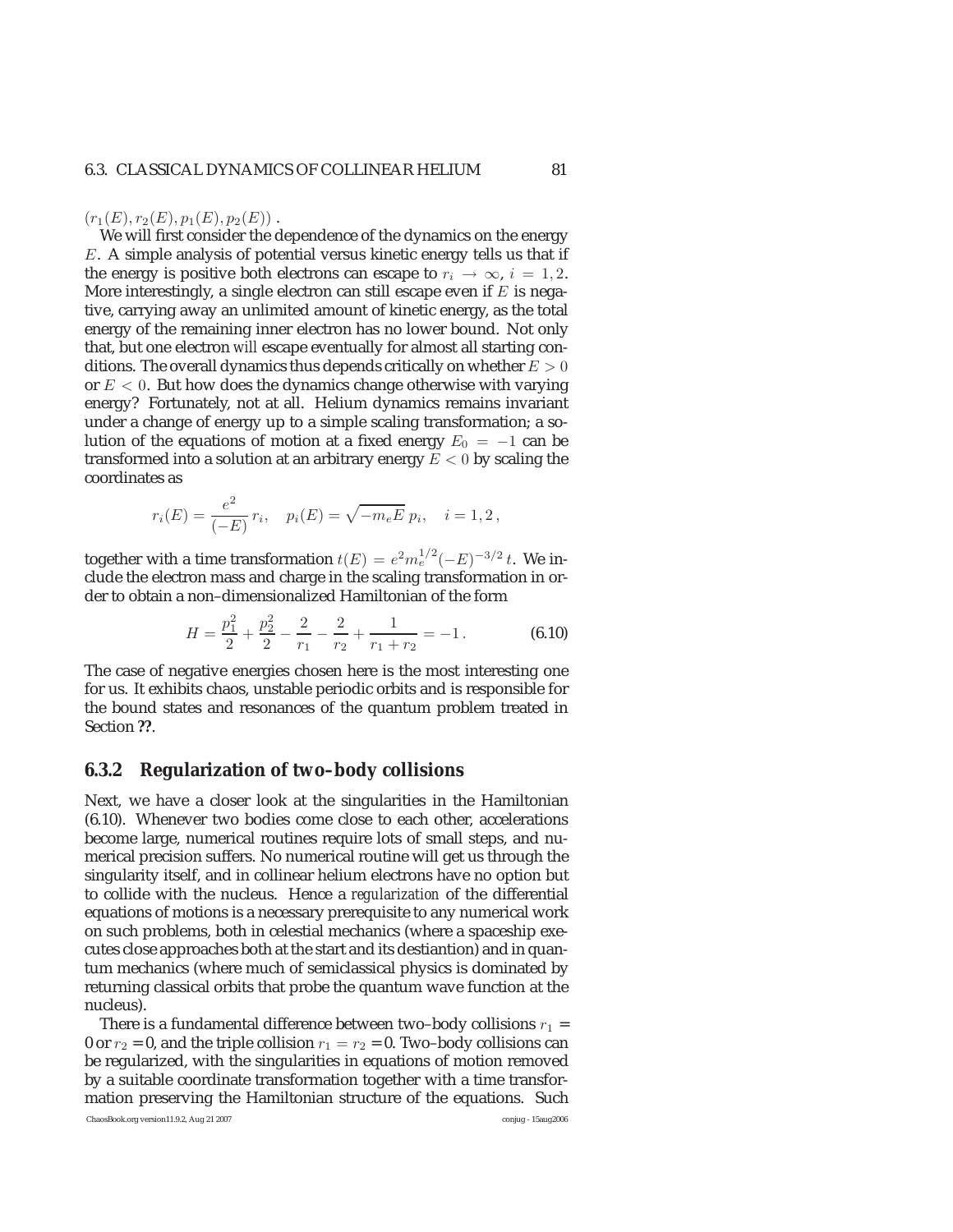$(r_1(E), r_2(E), p_1(E), p_2(E))$ .

We will first consider the dependence of the dynamics on the energy $E$. A simple analysis of potential versus kinetic energy tells us that if the energy is positive both electrons can escape to $r_i \to \infty$, $i = 1, 2$. More interestingly, a single electron can still escape even if $E$ is negative, carrying away an unlimited amount of kinetic energy, as the total energy of the remaining inner electron has no lower bound. Not only that, but one electron *will* escape eventually for almost all starting conditions. The overall dynamics thus depends critically on whether $E > 0$ or $E < 0$. But how does the dynamics change otherwise with varying energy? Fortunately, not at all. Helium dynamics remains invariant under a change of energy up to a simple scaling transformation; a solution of the equations of motion at a fixed energy $E_0 = -1$ can be transformed into a solution at an arbitrary energy $E < 0$ by scaling the coordinates as

$$r_i(E) = \frac{e^2}{(-E)}\, r_i, \quad p_i(E) = \sqrt{-m_e E}\, p_i, \quad i = 1, 2\,,$$

together with a time transformation $t(E) = e^2 m_e^{1/2} (-E)^{-3/2}\, t$. We include the electron mass and charge in the scaling transformation in order to obtain a non–dimensionalized Hamiltonian of the form

$$H = \frac{p_1^2}{2} + \frac{p_2^2}{2} - \frac{2}{r_1} - \frac{2}{r_2} + \frac{1}{r_1 + r_2} = -1\,. \tag{6.10}$$

The case of negative energies chosen here is the most interesting one for us. It exhibits chaos, unstable periodic orbits and is responsible for the bound states and resonances of the quantum problem treated in Section **??**.

### 6.3.2 Regularization of two–body collisions

Next, we have a closer look at the singularities in the Hamiltonian (6.10). Whenever two bodies come close to each other, accelerations become large, numerical routines require lots of small steps, and numerical precision suffers. No numerical routine will get us through the singularity itself, and in collinear helium electrons have no option but to collide with the nucleus. Hence a *regularization* of the differential equations of motions is a necessary prerequisite to any numerical work on such problems, both in celestial mechanics (where a spaceship executes close approaches both at the start and its destiantion) and in quantum mechanics (where much of semiclassical physics is dominated by returning classical orbits that probe the quantum wave function at the nucleus).

There is a fundamental difference between two–body collisions $r_1 = 0$ or $r_2 = 0$, and the triple collision $r_1 = r_2 = 0$. Two–body collisions can be regularized, with the singularities in equations of motion removed by a suitable coordinate transformation together with a time transformation preserving the Hamiltonian structure of the equations. Such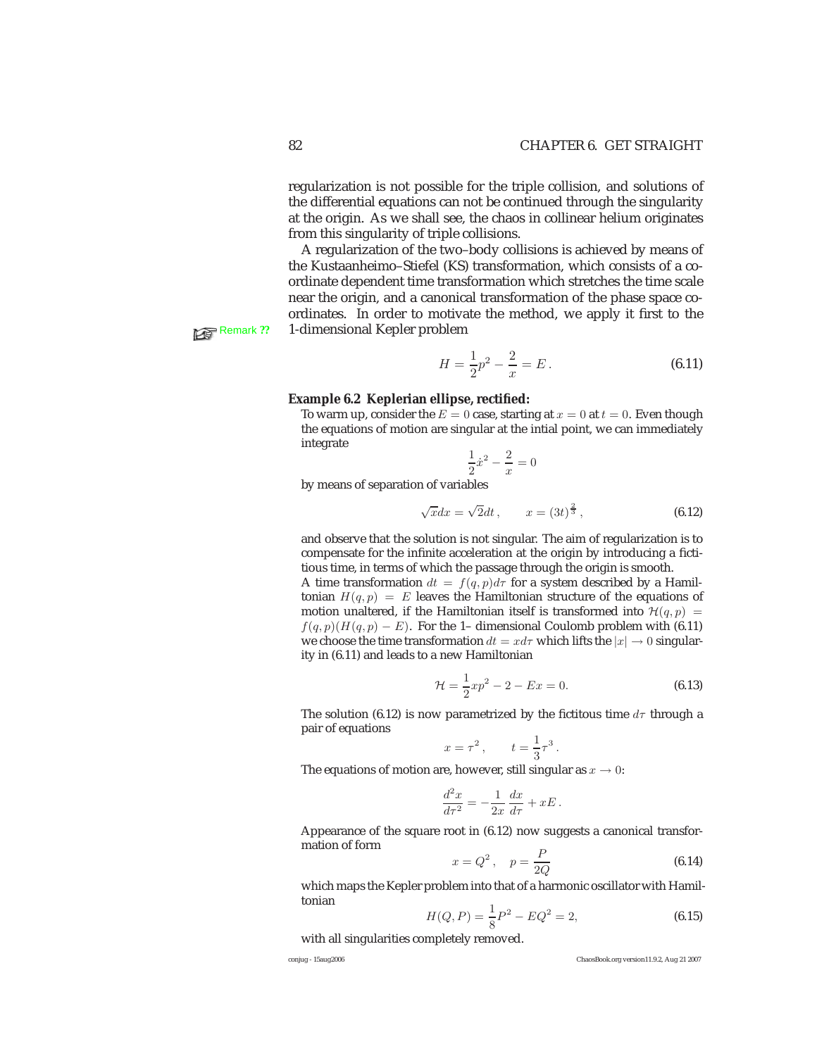regularization is not possible for the triple collision, and solutions of the differential equations can not be continued through the singularity at the origin. As we shall see, the chaos in collinear helium originates from this singularity of triple collisions.

A regularization of the two–body collisions is achieved by means of the Kustaanheimo–Stiefel (KS) transformation, which consists of a coordinate dependent time transformation which stretches the time scale near the origin, and a canonical transformation of the phase space coordinates. In order to motivate the method, we apply it first to the 1-dimensional Kepler problem

Remark ??

$$H = \frac{1}{2}p^2 - \frac{2}{x} = E\,. \tag{6.11}$$

**Example 6.2 Keplerian ellipse, rectified:**

To warm up, consider the $E = 0$ case, starting at $x = 0$ at $t = 0$. Even though the equations of motion are singular at the intial point, we can immediately integrate

$$\frac{1}{2}\dot{x}^2 - \frac{2}{x} = 0$$

by means of separation of variables

$$\sqrt{x}dx = \sqrt{2}dt\,, \qquad x = (3t)^{\frac{2}{3}}\,, \tag{6.12}$$

and observe that the solution is not singular. The aim of regularization is to compensate for the infinite acceleration at the origin by introducing a fictitious time, in terms of which the passage through the origin is smooth.

A time transformation $dt = f(q,p)d\tau$ for a system described by a Hamiltonian $H(q,p) = E$ leaves the Hamiltonian structure of the equations of motion unaltered, if the Hamiltonian itself is transformed into $\mathcal{H}(q,p) = f(q,p)(H(q,p) - E)$. For the 1– dimensional Coulomb problem with (6.11) we choose the time transformation $dt = x d\tau$ which lifts the $|x| \to 0$ singularity in (6.11) and leads to a new Hamiltonian

$$\mathcal{H} = \frac{1}{2}xp^2 - 2 - Ex = 0. \tag{6.13}$$

The solution (6.12) is now parametrized by the fictitous time $d\tau$ through a pair of equations

$$x = \tau^2\,, \qquad t = \frac{1}{3}\tau^3\,.$$

The equations of motion are, however, still singular as $x \to 0$:

$$\frac{d^2x}{d\tau^2} = -\frac{1}{2x}\frac{dx}{d\tau} + xE\,.$$

Appearance of the square root in (6.12) now suggests a canonical transformation of form

$$x = Q^2\,, \quad p = \frac{P}{2Q} \tag{6.14}$$

which maps the Kepler problem into that of a harmonic oscillator with Hamiltonian

$$H(Q,P) = \frac{1}{8}P^2 - EQ^2 = 2, \tag{6.15}$$

with all singularities completely removed.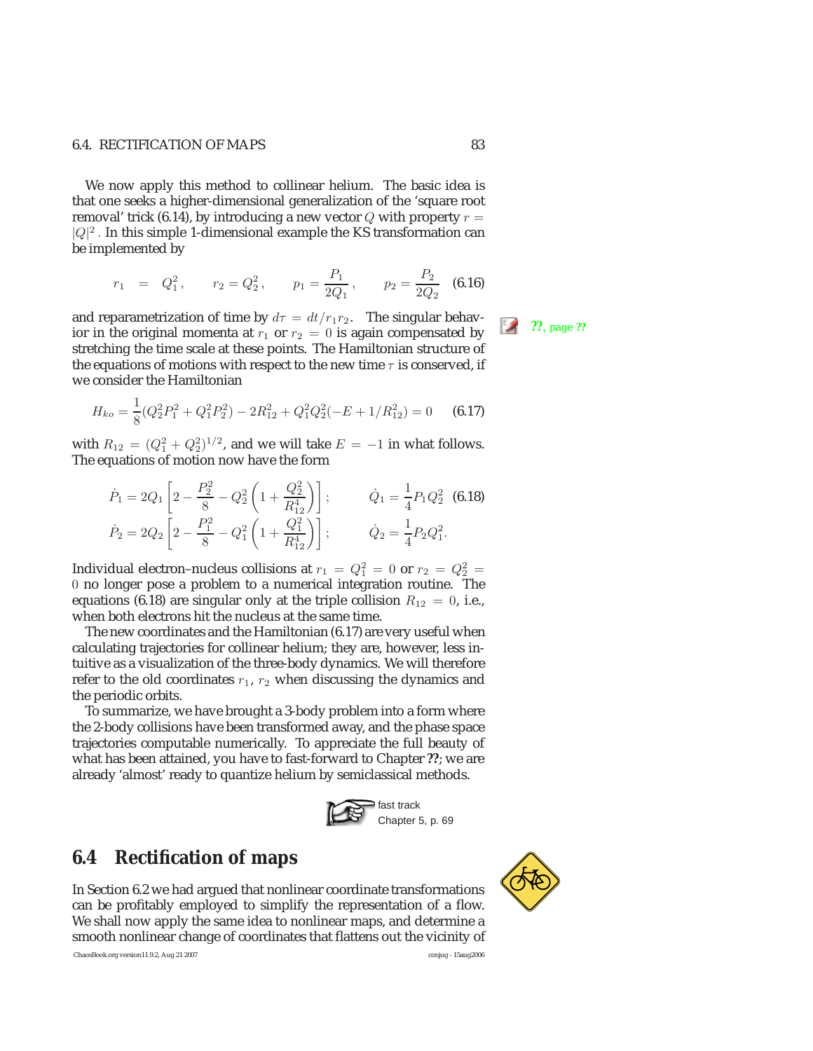We now apply this method to collinear helium. The basic idea is that one seeks a higher-dimensional generalization of the 'square root removal' trick (6.14), by introducing a new vector $Q$ with property $r = |Q|^2$ . In this simple 1-dimensional example the KS transformation can be implemented by

$$r_1 = Q_1^2 \,, \qquad r_2 = Q_2^2 \,, \qquad p_1 = \frac{P_1}{2Q_1} \,, \qquad p_2 = \frac{P_2}{2Q_2} \tag{6.16}$$

and reparametrization of time by $d\tau = dt/r_1 r_2$. The singular behavior in the original momenta at $r_1$ or $r_2 = 0$ is again compensated by stretching the time scale at these points. The Hamiltonian structure of the equations of motions with respect to the new time $\tau$ is conserved, if we consider the Hamiltonian

**??**, page **??**

$$H_{ko} = \frac{1}{8}(Q_2^2 P_1^2 + Q_1^2 P_2^2) - 2R_{12}^2 + Q_1^2 Q_2^2(-E + 1/R_{12}^2) = 0 \tag{6.17}$$

with $R_{12} = (Q_1^2 + Q_2^2)^{1/2}$, and we will take $E = -1$ in what follows. The equations of motion now have the form

$$\dot{P}_1 = 2Q_1 \left[ 2 - \frac{P_2^2}{8} - Q_2^2 \left( 1 + \frac{Q_2^2}{R_{12}^4} \right) \right] ; \qquad \dot{Q}_1 = \frac{1}{4} P_1 Q_2^2 \tag{6.18}$$

$$\dot{P}_2 = 2Q_2 \left[ 2 - \frac{P_1^2}{8} - Q_1^2 \left( 1 + \frac{Q_1^2}{R_{12}^4} \right) \right] ; \qquad \dot{Q}_2 = \frac{1}{4} P_2 Q_1^2 .$$

Individual electron–nucleus collisions at $r_1 = Q_1^2 = 0$ or $r_2 = Q_2^2 = 0$ no longer pose a problem to a numerical integration routine. The equations (6.18) are singular only at the triple collision $R_{12} = 0$, i.e., when both electrons hit the nucleus at the same time.

The new coordinates and the Hamiltonian (6.17) are very useful when calculating trajectories for collinear helium; they are, however, less intuitive as a visualization of the three-body dynamics. We will therefore refer to the old coordinates $r_1$, $r_2$ when discussing the dynamics and the periodic orbits.

To summarize, we have brought a 3-body problem into a form where the 2-body collisions have been transformed away, and the phase space trajectories computable numerically. To appreciate the full beauty of what has been attained, you have to fast-forward to Chapter **??**; we are already 'almost' ready to quantize helium by semiclassical methods.

fast track
Chapter 5, p. 69

## 6.4 Rectification of maps

In Section 6.2 we had argued that nonlinear coordinate transformations can be profitably employed to simplify the representation of a flow. We shall now apply the same idea to nonlinear maps, and determine a smooth nonlinear change of coordinates that flattens out the vicinity of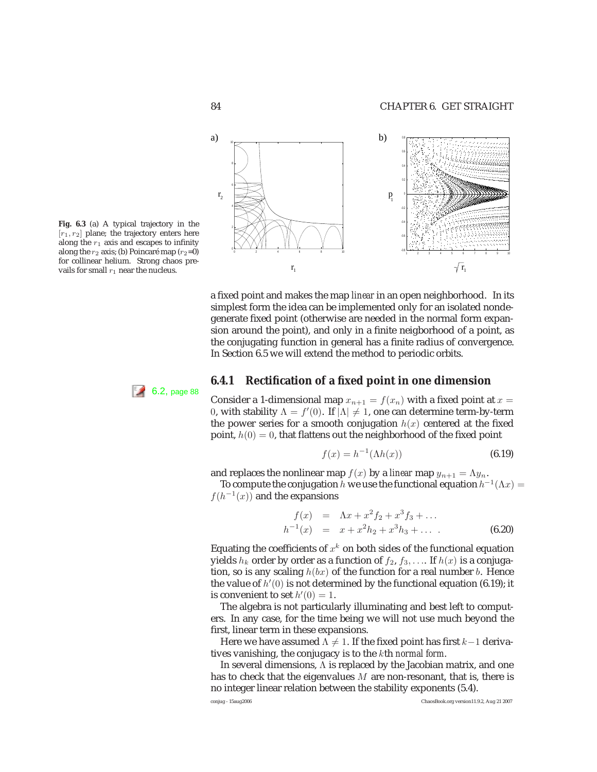**Fig. 6.3** (a) A typical trajectory in the $[r_1, r_2]$ plane; the trajectory enters here along the $r_1$ axis and escapes to infinity along the $r_2$ axis; (b) Poincaré map ($r_2$=0) for collinear helium. Strong chaos prevails for small $r_1$ near the nucleus.

a fixed point and makes the map *linear* in an open neighborhood. In its simplest form the idea can be implemented only for an isolated nondegenerate fixed point (otherwise are needed in the normal form expansion around the point), and only in a finite neigborhood of a point, as the conjugating function in general has a finite radius of convergence. In Section 6.5 we will extend the method to periodic orbits.

### 6.4.1 Rectification of a fixed point in one dimension

6.2, page 88

Consider a 1-dimensional map $x_{n+1} = f(x_n)$ with a fixed point at $x = 0$, with stability $\Lambda = f'(0)$. If $|\Lambda| \neq 1$, one can determine term-by-term the power series for a smooth conjugation $h(x)$ centered at the fixed point, $h(0) = 0$, that flattens out the neighborhood of the fixed point

$$f(x) = h^{-1}(\Lambda h(x)) \tag{6.19}$$

and replaces the nonlinear map $f(x)$ by a *linear* map $y_{n+1} = \Lambda y_n$.

To compute the conjugation $h$ we use the functional equation $h^{-1}(\Lambda x) = f(h^{-1}(x))$ and the expansions

$$\begin{aligned} f(x) &= \Lambda x + x^2 f_2 + x^3 f_3 + \ldots \\ h^{-1}(x) &= x + x^2 h_2 + x^3 h_3 + \ldots \,. \end{aligned} \tag{6.20}$$

Equating the coefficients of $x^k$ on both sides of the functional equation yields $h_k$ order by order as a function of $f_2, f_3, \ldots$. If $h(x)$ is a conjugation, so is any scaling $h(bx)$ of the function for a real number $b$. Hence the value of $h'(0)$ is not determined by the functional equation (6.19); it is convenient to set $h'(0) = 1$.

The algebra is not particularly illuminating and best left to computers. In any case, for the time being we will not use much beyond the first, linear term in these expansions.

Here we have assumed $\Lambda \neq 1$. If the fixed point has first $k-1$ derivatives vanishing, the conjugacy is to the $k$th *normal form*.

In several dimensions, $\Lambda$ is replaced by the Jacobian matrix, and one has to check that the eigenvalues $M$ are non-resonant, that is, there is no integer linear relation between the stability exponents (5.4).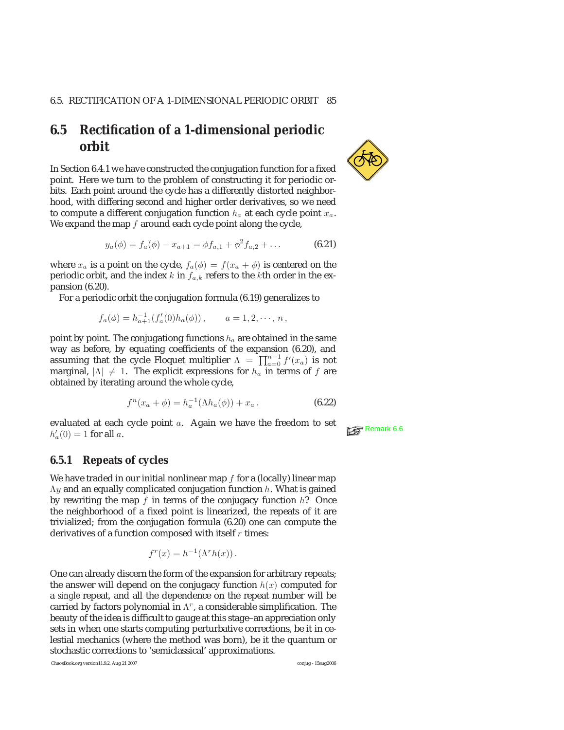## 6.5 Rectification of a 1-dimensional periodic orbit

In Section 6.4.1 we have constructed the conjugation function for a fixed point. Here we turn to the problem of constructing it for periodic orbits. Each point around the cycle has a differently distorted neighborhood, with differing second and higher order derivatives, so we need to compute a different conjugation function $h_a$ at each cycle point $x_a$. We expand the map $f$ around each cycle point along the cycle,

$$y_a(\phi) = f_a(\phi) - x_{a+1} = \phi f_{a,1} + \phi^2 f_{a,2} + \ldots \tag{6.21}$$

where $x_a$ is a point on the cycle, $f_a(\phi) = f(x_a + \phi)$ is centered on the periodic orbit, and the index $k$ in $f_{a,k}$ refers to the $k$th order in the expansion (6.20).

For a periodic orbit the conjugation formula (6.19) generalizes to

$$f_a(\phi) = h_{a+1}^{-1}(f_a'(0)h_a(\phi)) \,, \qquad a = 1, 2, \cdots, n \,,$$

point by point. The conjugationg functions $h_a$ are obtained in the same way as before, by equating coefficients of the expansion (6.20), and assuming that the cycle Floquet multiplier $\Lambda = \prod_{a=0}^{n-1} f'(x_a)$ is not marginal, $|\Lambda| \neq 1$. The explicit expressions for $h_a$ in terms of $f$ are obtained by iterating around the whole cycle,

$$f^n(x_a + \phi) = h_a^{-1}(\Lambda h_a(\phi)) + x_a \,. \tag{6.22}$$

evaluated at each cycle point $a$. Again we have the freedom to set $h_a'(0) = 1$ for all $a$.

Remark 6.6

### 6.5.1 Repeats of cycles

We have traded in our initial nonlinear map $f$ for a (locally) linear map $\Lambda y$ and an equally complicated conjugation function $h$. What is gained by rewriting the map $f$ in terms of the conjugacy function $h$? Once the neighborhood of a fixed point is linearized, the repeats of it are trivialized; from the conjugation formula (6.20) one can compute the derivatives of a function composed with itself $r$ times:

$$f^r(x) = h^{-1}(\Lambda^r h(x)) \,.$$

One can already discern the form of the expansion for arbitrary repeats; the answer will depend on the conjugacy function $h(x)$ computed for a *single* repeat, and all the dependence on the repeat number will be carried by factors polynomial in $\Lambda^r$, a considerable simplification. The beauty of the idea is difficult to gauge at this stage–an appreciation only sets in when one starts computing perturbative corrections, be it in celestial mechanics (where the method was born), be it the quantum or stochastic corrections to 'semiclassical' approximations.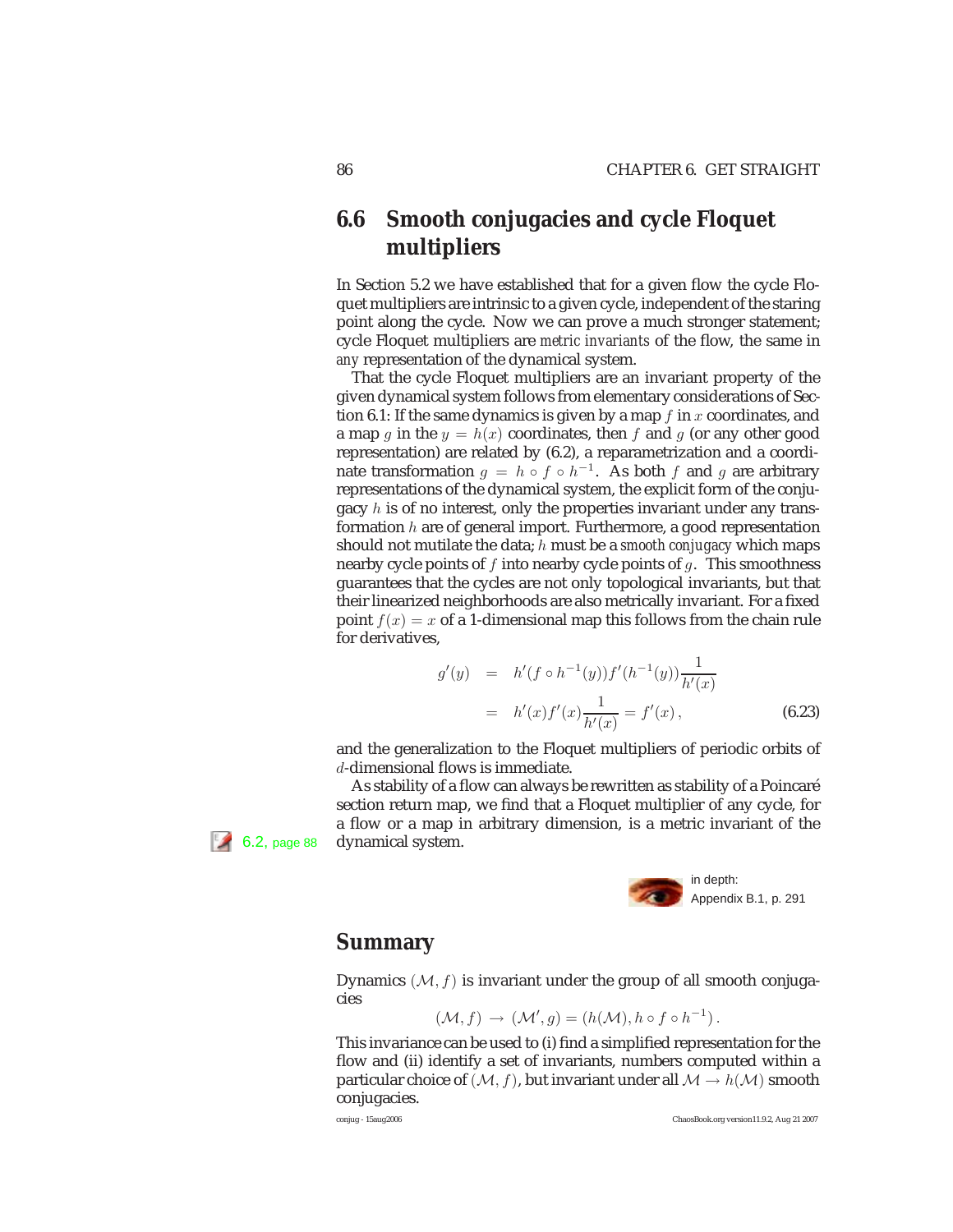## 6.6 Smooth conjugacies and cycle Floquet multipliers

In Section 5.2 we have established that for a given flow the cycle Floquet multipliers are intrinsic to a given cycle, independent of the staring point along the cycle. Now we can prove a much stronger statement; cycle Floquet multipliers are *metric invariants* of the flow, the same in *any* representation of the dynamical system.

That the cycle Floquet multipliers are an invariant property of the given dynamical system follows from elementary considerations of Section 6.1: If the same dynamics is given by a map $f$ in $x$ coordinates, and a map $g$ in the $y = h(x)$ coordinates, then $f$ and $g$ (or any other good representation) are related by (6.2), a reparametrization and a coordinate transformation $g = h \circ f \circ h^{-1}$. As both $f$ and $g$ are arbitrary representations of the dynamical system, the explicit form of the conjugacy $h$ is of no interest, only the properties invariant under any transformation $h$ are of general import. Furthermore, a good representation should not mutilate the data; $h$ must be a *smooth conjugacy* which maps nearby cycle points of $f$ into nearby cycle points of $g$. This smoothness guarantees that the cycles are not only topological invariants, but that their linearized neighborhoods are also metrically invariant. For a fixed point $f(x) = x$ of a 1-dimensional map this follows from the chain rule for derivatives,

$$
\begin{aligned}
g'(y) &= h'(f \circ h^{-1}(y)) f'(h^{-1}(y)) \frac{1}{h'(x)} \\
&= h'(x) f'(x) \frac{1}{h'(x)} = f'(x) \,,
\end{aligned}
\tag{6.23}
$$

and the generalization to the Floquet multipliers of periodic orbits of $d$-dimensional flows is immediate.

As stability of a flow can always be rewritten as stability of a Poincaré section return map, we find that a Floquet multiplier of any cycle, for a flow or a map in arbitrary dimension, is a metric invariant of the dynamical system.

6.2, page 88

in depth: Appendix B.1, p. 291

## Summary

Dynamics $(\mathcal{M}, f)$ is invariant under the group of all smooth conjugacies

$$
(\mathcal{M}, f) \to (\mathcal{M}', g) = (h(\mathcal{M}), h \circ f \circ h^{-1}) \,.
$$

This invariance can be used to (i) find a simplified representation for the flow and (ii) identify a set of invariants, numbers computed within a particular choice of $(\mathcal{M}, f)$, but invariant under all $\mathcal{M} \to h(\mathcal{M})$ smooth conjugacies.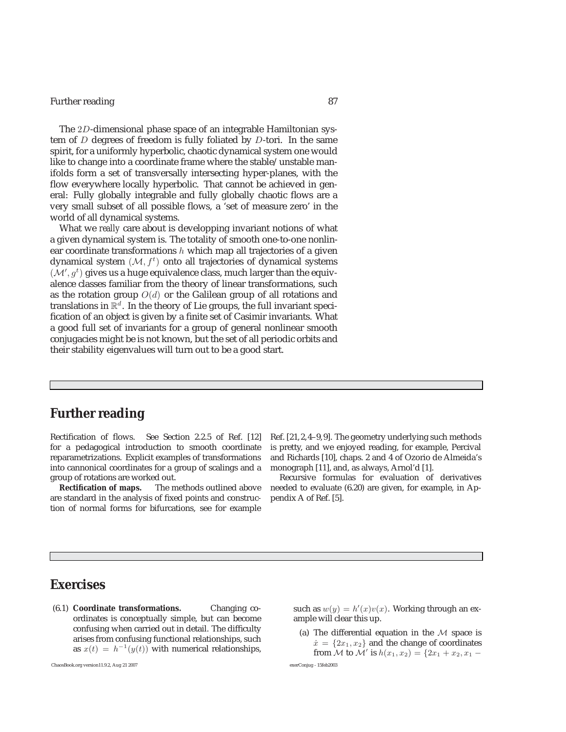The $2D$-dimensional phase space of an integrable Hamiltonian system of $D$ degrees of freedom is fully foliated by $D$-tori. In the same spirit, for a uniformly hyperbolic, chaotic dynamical system one would like to change into a coordinate frame where the stable/unstable manifolds form a set of transversally intersecting hyper-planes, with the flow everywhere locally hyperbolic. That cannot be achieved in general: Fully globally integrable and fully globally chaotic flows are a very small subset of all possible flows, a 'set of measure zero' in the world of all dynamical systems.

What we *really* care about is developping invariant notions of what a given dynamical system is. The totality of smooth one-to-one nonlinear coordinate transformations $h$ which map all trajectories of a given dynamical system $(\mathcal{M}, f^t)$ onto all trajectories of dynamical systems $(\mathcal{M}', g^t)$ gives us a huge equivalence class, much larger than the equivalence classes familiar from the theory of linear transformations, such as the rotation group $O(d)$ or the Galilean group of all rotations and translations in $\mathbb{R}^d$. In the theory of Lie groups, the full invariant specification of an object is given by a finite set of Casimir invariants. What a good full set of invariants for a group of general nonlinear smooth conjugacies might be is not known, but the set of all periodic orbits and their stability eigenvalues will turn out to be a good start.

## Further reading

**Rectification of flows.** See Section 2.2.5 of Ref. [12] for a pedagogical introduction to smooth coordinate reparametrizations. Explicit examples of transformations into cannonical coordinates for a group of scalings and a group of rotations are worked out.

**Rectification of maps.** The methods outlined above are standard in the analysis of fixed points and construction of normal forms for bifurcations, see for example Ref. [21, 2, 4–9, 9]. The geometry underlying such methods is pretty, and we enjoyed reading, for example, Percival and Richards [10], chaps. 2 and 4 of Ozorio de Almeida's monograph [11], and, as always, Arnol'd [1].

Recursive formulas for evaluation of derivatives needed to evaluate (6.20) are given, for example, in Appendix A of Ref. [5].

## Exercises

(6.1) **Coordinate transformations.** Changing coordinates is conceptually simple, but can become confusing when carried out in detail. The difficulty arises from confusing functional relationships, such as $x(t) = h^{-1}(y(t))$ with numerical relationships, such as $w(y) = h'(x)v(x)$. Working through an example will clear this up.

(a) The differential equation in the $\mathcal{M}$ space is $\dot{x} = \{2x_1, x_2\}$ and the change of coordinates from $\mathcal{M}$ to $\mathcal{M}'$ is $h(x_1, x_2) = \{2x_1 + x_2, x_1 -$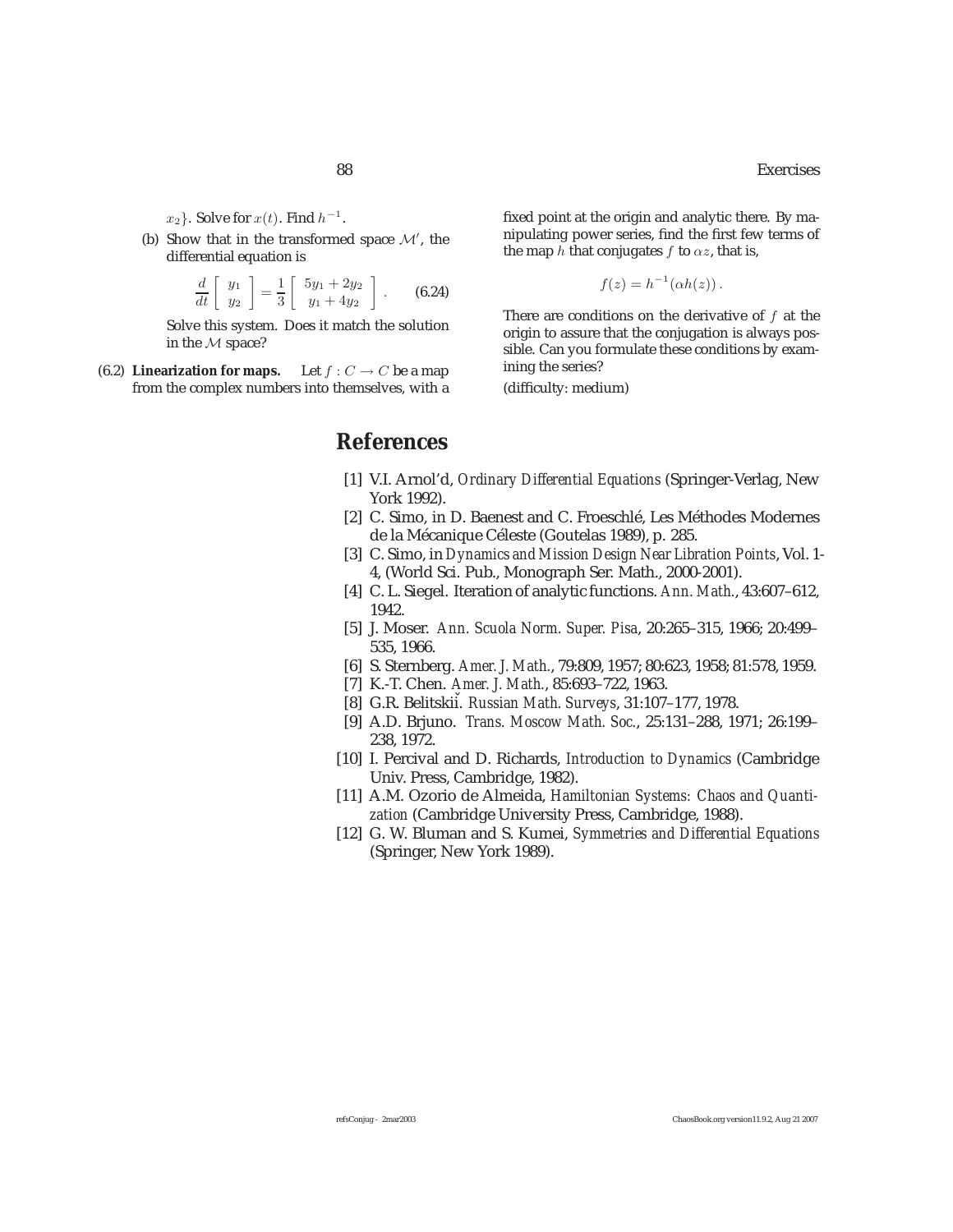$x_2\}$. Solve for $x(t)$. Find $h^{-1}$.

(b) Show that in the transformed space $\mathcal{M}'$, the differential equation is

$$\frac{d}{dt}\begin{bmatrix} y_1 \\ y_2 \end{bmatrix} = \frac{1}{3}\begin{bmatrix} 5y_1 + 2y_2 \\ y_1 + 4y_2 \end{bmatrix} . \qquad (6.24)$$

Solve this system. Does it match the solution in the $\mathcal{M}$ space?

(6.2) **Linearization for maps.** Let $f : C \to C$ be a map from the complex numbers into themselves, with a fixed point at the origin and analytic there. By manipulating power series, find the first few terms of the map $h$ that conjugates $f$ to $\alpha z$, that is,

$$f(z) = h^{-1}(\alpha h(z)) .$$

There are conditions on the derivative of $f$ at the origin to assure that the conjugation is always possible. Can you formulate these conditions by examining the series?

(difficulty: medium)

## References

[1] V.I. Arnol'd, *Ordinary Differential Equations* (Springer-Verlag, New York 1992).

[2] C. Simo, in D. Baenest and C. Froeschlé, Les Méthodes Modernes de la Mécanique Céleste (Goutelas 1989), p. 285.

[3] C. Simo, in *Dynamics and Mission Design Near Libration Points*, Vol. 1-4, (World Sci. Pub., Monograph Ser. Math., 2000-2001).

[4] C. L. Siegel. Iteration of analytic functions. *Ann. Math.*, 43:607–612, 1942.

[5] J. Moser. *Ann. Scuola Norm. Super. Pisa*, 20:265–315, 1966; 20:499–535, 1966.

[6] S. Sternberg. *Amer. J. Math.*, 79:809, 1957; 80:623, 1958; 81:578, 1959.

[7] K.-T. Chen. *Amer. J. Math.*, 85:693–722, 1963.

[8] G.R. Belitskiǐ. *Russian Math. Surveys*, 31:107–177, 1978.

[9] A.D. Brjuno. *Trans. Moscow Math. Soc.*, 25:131–288, 1971; 26:199–238, 1972.

[10] I. Percival and D. Richards, *Introduction to Dynamics* (Cambridge Univ. Press, Cambridge, 1982).

[11] A.M. Ozorio de Almeida, *Hamiltonian Systems: Chaos and Quantization* (Cambridge University Press, Cambridge, 1988).

[12] G. W. Bluman and S. Kumei, *Symmetries and Differential Equations* (Springer, New York 1989).